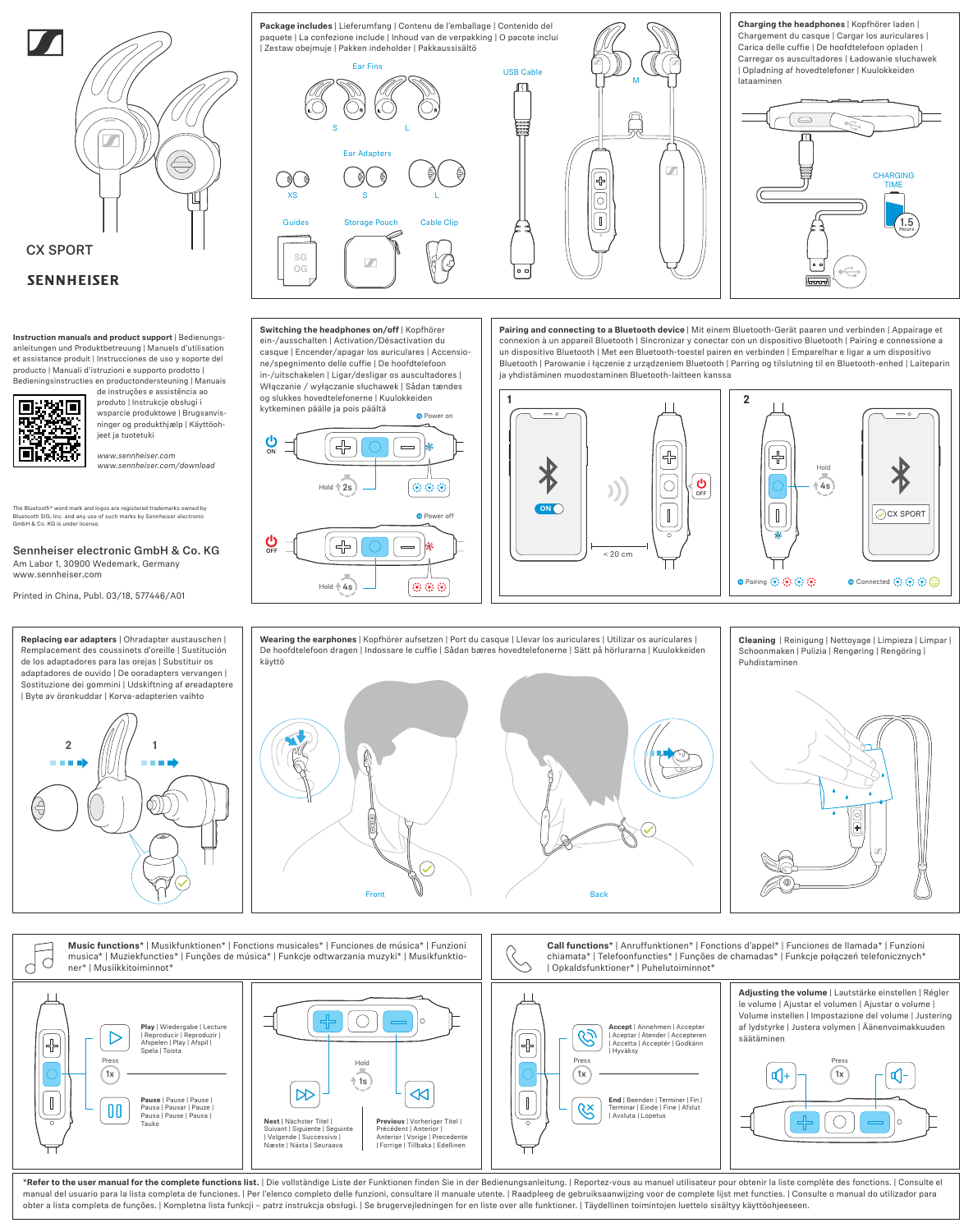CX SPORT

SENNHEISER

## Package includes | Lieferumfang | Contenu de l'emballage | Contenido del paquete | La confezione include | Inhoud van de verpakking | O pacote inclui | Zestaw obejmuje | Pakken indeholder | Pakkaussisältö

Ear Fins

S L

Ear Adapters

XS S L

M

USB Cable

Guides

SG QG

Storage Pouch

Cable Clip

## Charging the headphones | Kopfhörer laden | Chargement du casque | Cargar los auriculares | Carica delle cuffie | De hoofdtelefoon opladen | Carregar os auscultadores | Ładowanie słuchawek | Opladning af hovedtelefoner | Kuulokkeiden lataaminen

CHARGING TIME

1.5 Hours

**Instruction manuals and product support** | Bedienungs­anleitungen und Produktbetreuung | Manuels d'utilisation et assistance produit | Instrucciones de uso y soporte del producto | Manuali d'istruzioni e supporto prodotto | Bedieningsinstructies en productondersteuning | Manuais de instruções e assistência ao produto | Instrukcje obsługi i wsparcie produktowe | Brugsanvisninger og produkthjælp | Käyttöohjeet ja tuotetuki

*www.sennheiser.com*
*www.sennheiser.com/download*

The Bluetooth® word mark and logos are registered trademarks owned by Bluetooth SIG, Inc. and any use of such marks by Sennheiser electronic GmbH & Co. KG is under license.

Sennheiser electronic GmbH & Co. KG
Am Labor 1, 30900 Wedemark, Germany
www.sennheiser.com

Printed in China, Publ. 03/18, 577446/A01

## Switching the headphones on/off | Kopfhörer ein-/ausschalten | Activation/Désactivation du casque | Encender/apagar los auriculares | Accensione/spegnimento delle cuffie | De hoofdtelefoon in-/uitschakelen | Ligar/desligar os auscultadores | Włączanie / wyłączanie słuchawek | Sådan tændes og slukkes hovedtelefonerne | Kuulokkeiden kytkeminen päälle ja pois päältä

ON — Hold 2s — Power on

OFF — Hold 4s — Power off

## Pairing and connecting to a Bluetooth device | Mit einem Bluetooth-Gerät paaren und verbinden | Appairage et connexion à un appareil Bluetooth | Sincronizar y conectar con un dispositivo Bluetooth | Pairing e connessione a un dispositivo Bluetooth | Met een Bluetooth-toestel pairen en verbinden | Emparelhar e ligar a um dispositivo Bluetooth | Parowanie i łączenie z urządzeniem Bluetooth | Parring og tilslutning til en Bluetooth-enhed | Laiteparin ja yhdistäminen muodostaminen Bluetooth-laitteen kanssa

1 — ON — OFF — < 20 cm

2 — Hold 4s — CX SPORT — Pairing — Connected

## Replacing ear adapters | Ohradapter austauschen | Remplacement des coussinets d'oreille | Sustitución de los adaptadores para las orejas | Substituir os adaptadores de ouvido | De ooradapters vervangen | Sostituzione dei gommini | Udskiftning af øreadaptere | Byte av öronkuddar | Korva-adapterien vaihto

## Wearing the earphones | Kopfhörer aufsetzen | Port du casque | Llevar los auriculares | Utilizar os auriculares | De hoofdtelefoon dragen | Indossare le cuffie | Sådan bæres hovedtelefonerne | Sätt på hörlurarna | Kuulokkeiden käyttö

Front — Back

## Cleaning | Reinigung | Nettoyage | Limpieza | Limpar | Schoonmaken | Pulizia | Rengøring | Rengöring | Puhdistaminen

## Music functions* | Musikfunktionen* | Fonctions musicales* | Funciones de música* | Funzioni musica* | Muziekfuncties* | Funções de música* | Funkcje odtwarzania muzyki* | Musikfunktioner* | Musiikkitoiminnot*

Press 1x

**Play** | Wiedergabe | Lecture | Reproducir | Reproduzir | Afspelen | Play | Afspil | Spela | Toista

**Pause** | Pause | Pause | Pausa | Pausar | Pauze | Pausa | Pause | Pausa | Tauko

Hold 1s

**Next** | Nächster Titel | Suivant | Siguiente | Seguinte | Successivo | Volgende | Kolejny | Næste | Nästa | Seuraava

**Previous** | Vorheriger Titel | Précédent | Anterior | Precedente | Anterior | Vorige | Poprzedni | Forrige | Tillbaka | Edellinen

## Call functions* | Anruffunktionen* | Fonctions d'appel* | Funciones de llamada* | Funzioni chiamata* | Telefoonfuncties* | Funções de chamadas* | Funkcje połączeń telefonicznych* | Opkaldsfunktioner* | Puhelutoiminnot*

Press 1x

**Accept** | Annehmen | Accepter | Aceptar | Atender | Accetta | Accepteren | Godkänn | Hyväksy

**End** | Beenden | Terminer | Fin | Terminar | Einde | Fine | Afslut | Avsluta | Lopetus

## Adjusting the volume | Lautstärke einstellen | Régler le volume | Ajustar el volumen | Ajustar o volume | Volume instellen | Impostazione del volume | Justering af lydstyrke | Justera volymen | Äänenvoimakkuuden säätäminen

Press 1x

*Refer to the user manual for the complete functions list. | Die vollständige Liste der Funktionen finden Sie in der Bedienungsanleitung. | Reportez-vous au manuel utilisateur pour obtenir la liste complète des fonctions. | Consulte el manual del usuario para la lista completa de funciones. | Per l'elenco completo delle funzioni, consultare il manuale utente. | Raadpleeg de gebruiksaanwijzing voor de complete lijst met functies. | Consulte o manual do utilizador para obter a lista completa de funções. | Kompletna lista funkcji – patrz instrukcja obsługi. | Se brugervejledningen for en liste over alle funktioner. | Täydellinen toimintojen luettelo sisältyy käyttöohjeeseen.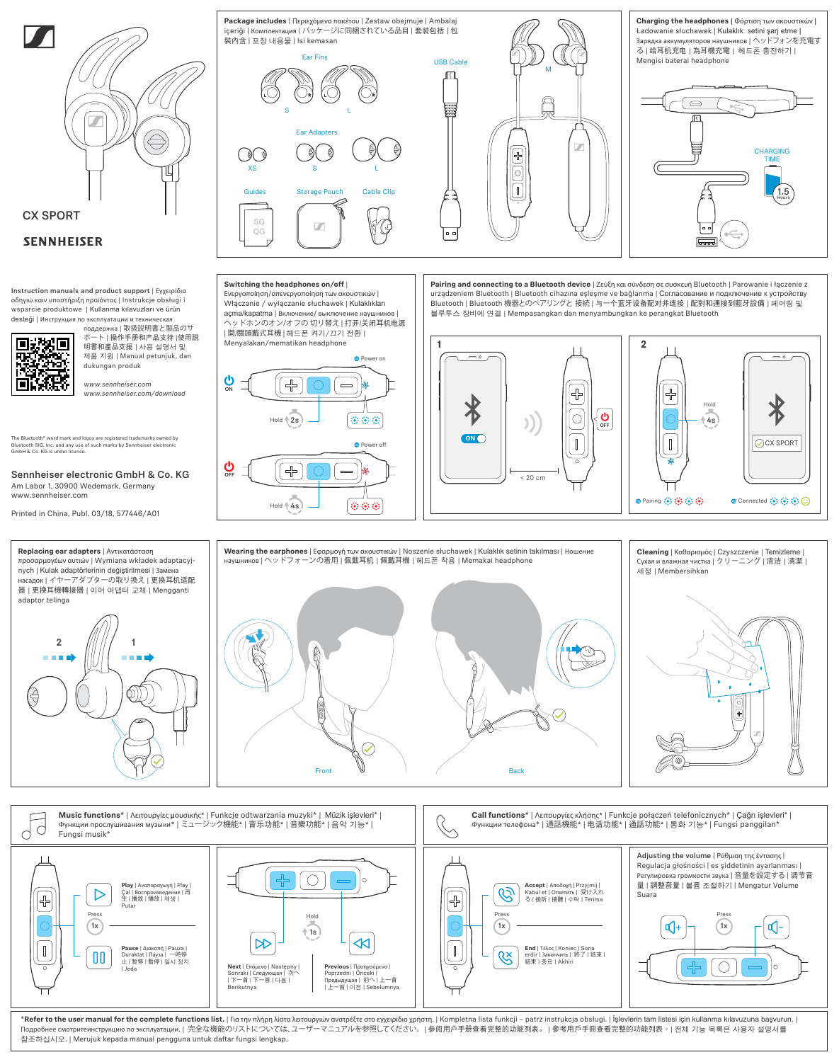CX SPORT

SENNHEISER

## Package includes | Περιεχόμενα πακέτου | Zestaw obejmuje | Ambalaj içeriği | Комплектация | パッケージに同梱されている品目 | 套装包括 | 包裝內含 | 포장 내용물 | Isi kemasan

Ear Fins

S L

Ear Adapters

XS S L

USB Cable

M

Guides

SG QG

Storage Pouch

Cable Clip

## Charging the headphones | Φόρτιση των ακουστικών | Ładowanie słuchawek | Kulaklık setini şarj etme | Зарядка аккумуляторов наушников | ヘッドフォンを充電する | 给耳机充电 | 為耳機充電 | 헤드폰 충전하기 | Mengisi baterai headphone

CHARGING TIME

1.5 Hours

Instruction manuals and product support | Εγχειρίδια οδηγιώ καιν υποστήριξη προϊόντος | Instrukcje obsługi i wsparcie produktowe | Kullanma kılavuzları ve ürün desteği | Инструкция по эксплуатации и техническая поддержка | 取扱説明書と製品のサポート | 操作手册和产品支持 | 使用說明書和產品支援 | 사용 설명서 및 제품 지원 | Manual petunjuk, dan dukungan produk

*www.sennheiser.com*
*www.sennheiser.com/download*

The Bluetooth® word mark and logos are registered trademarks owned by Bluetooth SIG, Inc. and any use of such marks by Sennheiser electronic GmbH & Co. KG is under license.

Sennheiser electronic GmbH & Co. KG
Am Labor 1, 30900 Wedemark, Germany
www.sennheiser.com

Printed in China, Publ. 03/18, 577446/A01

## Switching the headphones on/off | Ενεργοποίηση/απενεργοποίηση των ακουστικών | Włączanie / wyłączanie słuchawek | Kulaklıkları açma/kapatma | Включение/ выключение наушников | ヘッドホンのオン/オフの切り替え | 打开/关闭耳机电源 | 開/關頭戴式耳機 | 헤드폰 켜기/끄기 전환 | Menyalakan/mematikan headphone

Power on

ON

Hold 2s

Power off

OFF

Hold 4s

## Pairing and connecting to a Bluetooth device | Ζεύξη και σύνδεση σε συσκευή Bluetooth | Parowanie i łączenie z urządzeniem Bluetooth | Bluetooth cihazına eşleşme ve bağlanma | Согласование и подключение к устройству Bluetooth | Bluetooth 機器とのペアリングと 接続 | 与一个蓝牙设备配对并连接 | 配對和連接到藍牙設備 | 페어링 및 블루투스 장비에 연결 | Mempasangkan dan menyambungkan ke perangkat Bluetooth

1

ON

OFF

< 20 cm

2

Hold 4s

CX SPORT

Pairing

Connected

## Replacing ear adapters | Αντικατάσταση προσαρμογέων αυτιών | Wymiana wkładek adaptacyjnych | Kulak adaptörlerinin değiştirilmesi | Замена насадок | イヤーアダプターの取り換え | 更换耳机适配器 | 更換耳機轉接器 | 이어 어댑터 교체 | Mengganti adaptor telinga

2 1

## Wearing the earphones | Εφαρμογή των ακουστικών | Noszenie słuchawek | Kulaklık setinin takılması | Ношение наушников | ヘッドフォンの着用 | 佩戴耳机 | 佩戴耳機 | 헤드폰 착용 | Memakai headphone

Front

Back

## Cleaning | Καθαρισμός | Czyszczenie | Temizleme | Сухая и влажная чистка | クリーニング | 清洁 | 清潔 | 세정 | Membersihkan

## Music functions* | Λειτουργίες μουσικής* | Funkcje odtwarzania muzyki* | Müzik işlevleri* | Функции прослушивания музыки* | ミュージック機能* | 音乐功能* | 音樂功能* | 음악 기능* | Fungsi musik*

Press 1x

Play | Αναπαραγωγή | Play | Çal | Воспроизведение | 再生 | 播放 | 播放 | 재생 | Putar

Pause | Διακοπή | Pauza | Duraklat | Пауза | 一時停止 | 暂停 | 暫停 | 일시 정지 | Jeda

Hold 1s

Next | Επόμενο | Następny | Sonraki | Следующая | 次へ | 下一首 | 下一首 | 다음 | Berikutnya

Previous | Προηγούμενο | Poprzedni | Önceki | Предыдущая | 前へ | 上一首 | 上一首 | 이전 | Sebelumnya

## Call functions* | Λειτουργίες κλήσης* | Funkcje połączeń telefonicznych* | Çağrı işlevleri* | Функции телефона* | 通話機能* | 电话功能* | 通話功能* | 통화 기능* | Fungsi panggilan*

Press 1x

Accept | Αποδοχή | Przyjmij | Kabul et | Ответить | 受け入れる | 接听 | 接聽 | 수락 | Terima

End | Τέλος | Koniec | Sona erdir | Закончить | 終了 | 结束 | 結束 | 종료 | Akhiri

## Adjusting the volume | Ρύθμιση της έντασης | Regulacja głośności | ses şiddetinin ayarlanması | Регулировка громкости звука | 音量を設定する | 调节音量 | 調整音量 | 볼륨 조절하기 | Mengatur Volume Suara

Press 1x

***Refer to the user manual for the complete functions list.** | Για την πλήρη λίστα λειτουργιών ανατρέξτε στο εγχειρίδιο χρήστη. | Kompletna lista funkcji – patrz instrukcja obsługi. | İşlevlerin tam listesi için kullanma kılavuzuna başvurun. | Подробнее смотритеинструкцию по эксплуатации. | 完全な機能のリストについては、ユーザーマニュアルを参照してください。 | 参阅用户手册查看完整的功能列表。 | 參考用戶手冊查看完整的功能列表。 | 전체 기능 목록은 사용자 설명서를 참조하십시오. | Merujuk kepada manual pengguna untuk daftar fungsi lengkap.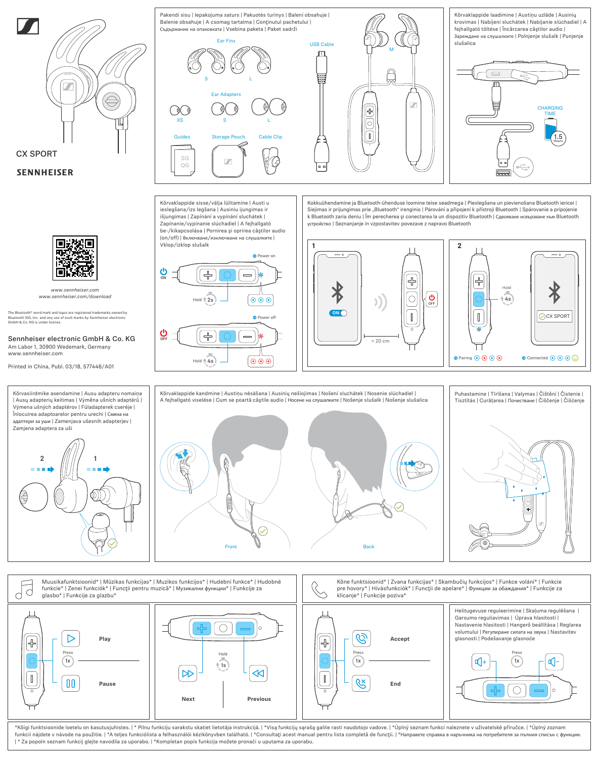# CX SPORT

**SENNHEISER**

www.sennheiser.com
www.sennheiser.com/download

The Bluetooth® word mark and logos are registered trademarks owned by Bluetooth SIG, Inc. and any use of such marks by Sennheiser electronic GmbH & Co. KG is under license.

Sennheiser electronic GmbH & Co. KG
Am Labor 1, 30900 Wedemark, Germany
www.sennheiser.com

Printed in China, Publ. 03/18, 577446/A01

## Pakendi sisu | Iepakojuma saturs | Pakuotės turinys | Balení obsahuje | Balenie obsahuje | A csomag tartalma | Conţinutul pachetului | Съдържание на опаковката | Vsebina paketa | Paket sadrži

Ear Fins: S, L
USB Cable
M
Ear Adapters: XS, S, L
Guides (SG, QG)
Storage Pouch
Cable Clip

## Kõrvaklappide laadimine | Austiņu uzlāde | Ausinių krovimas | Nabíjení sluchátek | Nabíjanie slúchadiel | A fejhallgató töltése | Încărcarea căştilor audio | Зареждане на слушалките | Polnjenje slušalk | Punjenje slušalica

CHARGING TIME
1.5 Hours

## Kõrvaklappide sisse/välja lülitamine | Austi u ieslēgšana/izs legšana | Ausinių įjungimas ir išjungimas | Zapínání a vypínání sluchátek | Zapínanie/vypínanie slúchadiel | A fejhallgató be-/kikapcsolása | Pornirea şi oprirea căştilor audio (on/off) | Включване/изключване на слушалките | Vklop/izklop slušalk

ON — Hold 2s — Power on
OFF — Hold 4s — Power off

## Kokkuühendamine ja Bluetooth-ühenduse loomine teise seadmega | Pieslēgšana un pievienošana Bluetooth ierīcei | Siejimas ir prijungimas prie „Bluetooth" ienginio | Párování a připojení k přístroji Bluetooth | Spárovanie a pripojenie k Bluetooth zaria deniu | Îm perecherea şi conectarea la un dispozitiv Bluetooth | Сдвояване исвързване към Bluetooth устройство | Seznanjanje in vzpostavitev povezave z napravo Bluetooth

1: ON, OFF, < 20 cm
2: Hold 4s, CX SPORT
Pairing — Connected

## Kõrvasiirdmike asendamine | Ausu adapteru nomaiņa | Ausų adapterių keitimas | Výměna ušních adaptérů | Výmena ušných adaptérov | Füladapterek cseréje | Înlocuirea adaptoarelor pentru urechi | Смяна на адаптери за уши | Zamenjava ušesnih adapterjev | Zamjena adaptera za uši

2, 1

## Kõrvaklappide kandmine | Austiņu nēsāšana | Ausinių nešiojimas | Nošení sluchátek | Nosenie slúchadiel | A fejhallgató viselése | Cum se poartă căştile audio | Носене на слушалките | Nošenje slušalk | Nošenje slušalica

Front
Back

## Puhastamine | Tīrīšana | Valymas | Čištění | Čistenie | Tisztítás | Curăţarea | Почистване | Čiščenje | Čišćenje

## Muusikafunktsioonid* | Mūzikas funkcijas* | Muzikos funkcijos* | Hudební funkce* | Hudobné funkcie* | Zenei funkciók* | Funcţii pentru muzică* | Музикални функции* | Funkcije za glasbo* | Funkcije za glazbu*

Press 1x — Play / Pause
Hold 1s — Next / Previous

## Kõne funktsioonid* | Zvana funkcijas* | Skambučių funkcijos* | Funkce volání* | Funkcie pre hovory* | Hívásfunkciók* | Funcţii de apelare* | Функции за обаждания* | Funkcije za klicanje* | Funkcije poziva*

Press 1x — Accept / End

## Helitugevuse reguleerimine | Skaļuma regulēšana | Garsumo reguliavimas | Úprava hlasitosti | Nastavenie hlasitosti | Hangerő beállítása | Reglarea volumului | Регулиране силата на звука | Nastavitev glasnosti | Podešavanje glasnoće

Press 1x

*Kõigi funktsioonide loetelu on kasutusjuhistes. | * Pilnu funkciju sarakstu skatiet lietotāja instrukcijā. | *Visą funkcijų sąrašą galite rasti naudotojo vadove. | *Úplný seznam funkcí naleznete v uživatelské příručce. | *Úplný zoznam funkcií nájdete v návode na použitie. | *A teljes funkciólista a felhasználói kézikönyvben található. | *Consultaţi acest manual pentru lista completă de funcţii. | *Направете справка в наръчника на потребителя за пълния списък с функции. | * Za popoln seznam funkcij glejte navodila za uporabo. | *Kompletan popis funkcija možete pronaći u uputama za uporabu.